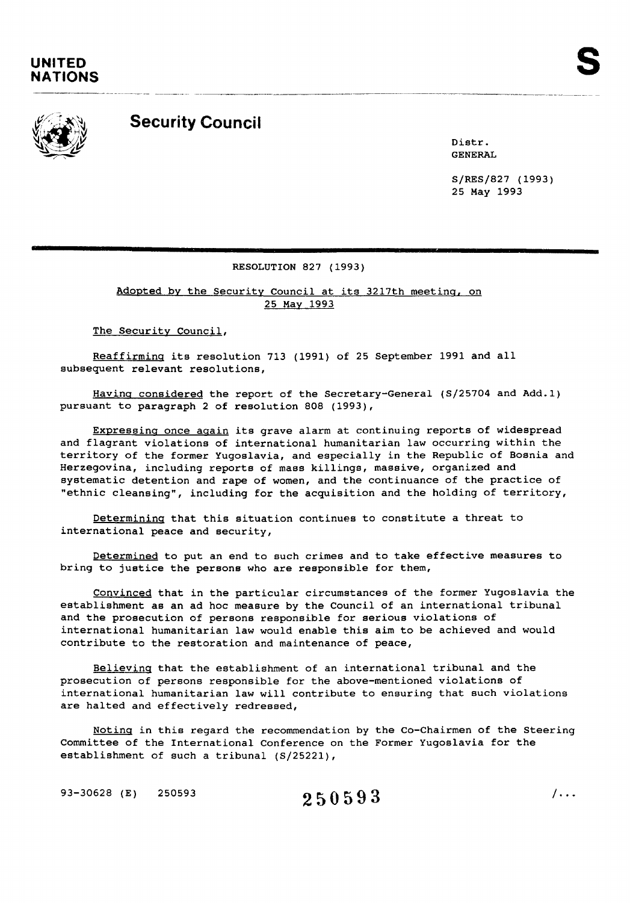UNITED NATIONS

S

# Security Council

Distr.
GENERAL

S/RES/827 (1993)
25 May 1993

## RESOLUTION 827 (1993)

Adopted by the Security Council at its 3217th meeting, on 25 May 1993

The Security Council,

*Reaffirming* its resolution 713 (1991) of 25 September 1991 and all subsequent relevant resolutions,

*Having considered* the report of the Secretary-General (S/25704 and Add.1) pursuant to paragraph 2 of resolution 808 (1993),

*Expressing once again* its grave alarm at continuing reports of widespread and flagrant violations of international humanitarian law occurring within the territory of the former Yugoslavia, and especially in the Republic of Bosnia and Herzegovina, including reports of mass killings, massive, organized and systematic detention and rape of women, and the continuance of the practice of "ethnic cleansing", including for the acquisition and the holding of territory,

*Determining* that this situation continues to constitute a threat to international peace and security,

*Determined* to put an end to such crimes and to take effective measures to bring to justice the persons who are responsible for them,

*Convinced* that in the particular circumstances of the former Yugoslavia the establishment as an ad hoc measure by the Council of an international tribunal and the prosecution of persons responsible for serious violations of international humanitarian law would enable this aim to be achieved and would contribute to the restoration and maintenance of peace,

*Believing* that the establishment of an international tribunal and the prosecution of persons responsible for the above-mentioned violations of international humanitarian law will contribute to ensuring that such violations are halted and effectively redressed,

*Noting* in this regard the recommendation by the Co-Chairmen of the Steering Committee of the International Conference on the Former Yugoslavia for the establishment of such a tribunal (S/25221),

93-30628 (E) 250593 250593 /...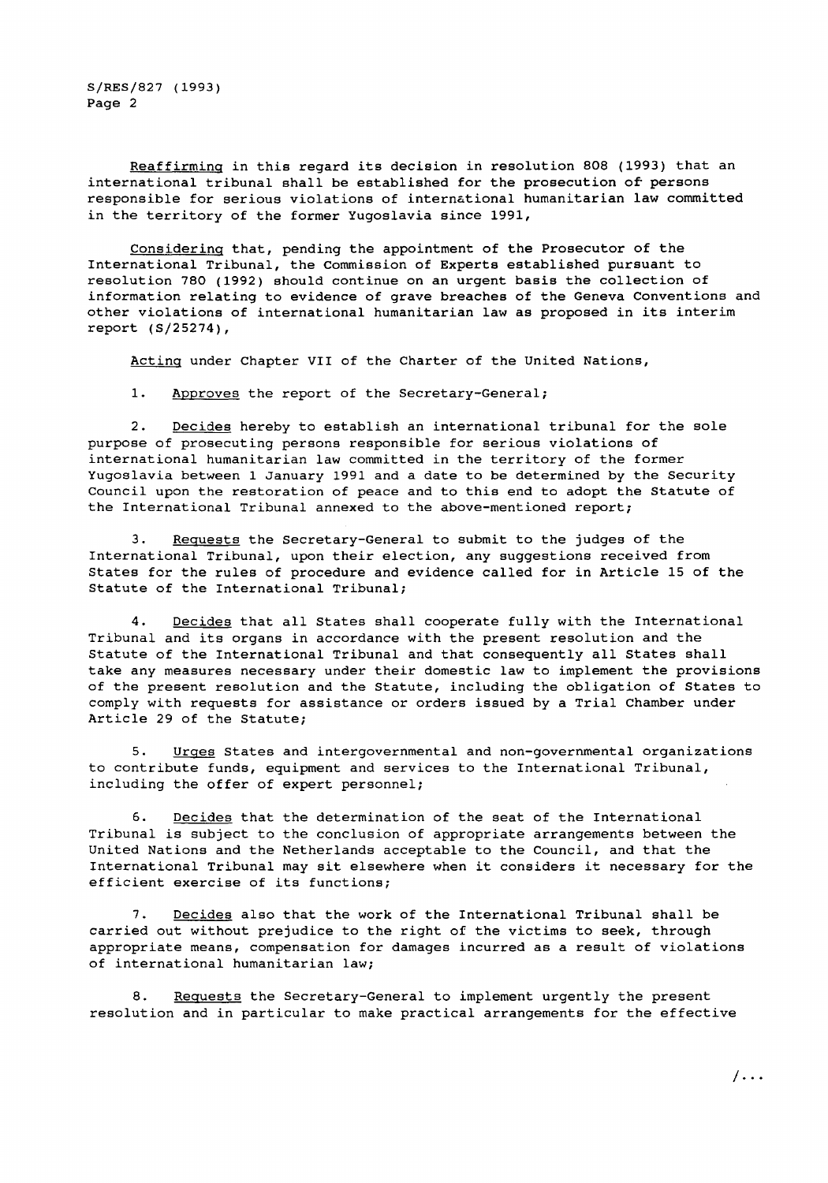Reaffirming in this regard its decision in resolution 808 (1993) that an international tribunal shall be established for the prosecution of persons responsible for serious violations of international humanitarian law committed in the territory of the former Yugoslavia since 1991,

Considering that, pending the appointment of the Prosecutor of the International Tribunal, the Commission of Experts established pursuant to resolution 780 (1992) should continue on an urgent basis the collection of information relating to evidence of grave breaches of the Geneva Conventions and other violations of international humanitarian law as proposed in its interim report (S/25274),

Acting under Chapter VII of the Charter of the United Nations,

1. Approves the report of the Secretary-General;

2. Decides hereby to establish an international tribunal for the sole purpose of prosecuting persons responsible for serious violations of international humanitarian law committed in the territory of the former Yugoslavia between 1 January 1991 and a date to be determined by the Security Council upon the restoration of peace and to this end to adopt the Statute of the International Tribunal annexed to the above-mentioned report;

3. Requests the Secretary-General to submit to the judges of the International Tribunal, upon their election, any suggestions received from States for the rules of procedure and evidence called for in Article 15 of the Statute of the International Tribunal;

4. Decides that all States shall cooperate fully with the International Tribunal and its organs in accordance with the present resolution and the Statute of the International Tribunal and that consequently all States shall take any measures necessary under their domestic law to implement the provisions of the present resolution and the Statute, including the obligation of States to comply with requests for assistance or orders issued by a Trial Chamber under Article 29 of the Statute;

5. Urges States and intergovernmental and non-governmental organizations to contribute funds, equipment and services to the International Tribunal, including the offer of expert personnel;

6. Decides that the determination of the seat of the International Tribunal is subject to the conclusion of appropriate arrangements between the United Nations and the Netherlands acceptable to the Council, and that the International Tribunal may sit elsewhere when it considers it necessary for the efficient exercise of its functions;

7. Decides also that the work of the International Tribunal shall be carried out without prejudice to the right of the victims to seek, through appropriate means, compensation for damages incurred as a result of violations of international humanitarian law;

8. Requests the Secretary-General to implement urgently the present resolution and in particular to make practical arrangements for the effective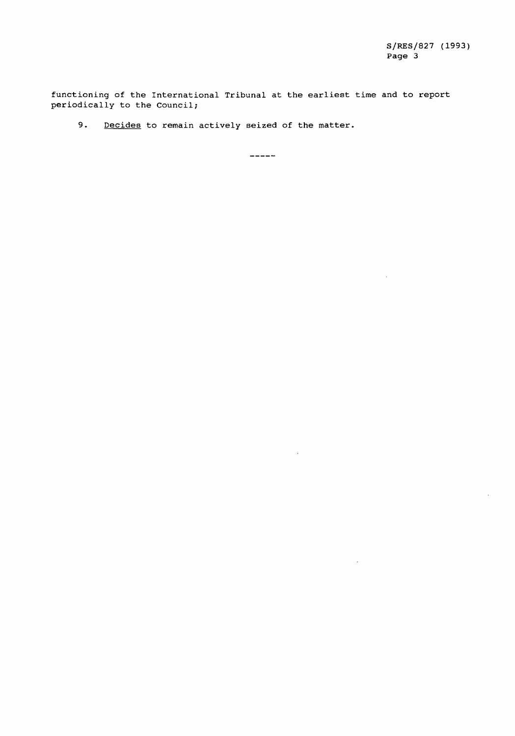functioning of the International Tribunal at the earliest time and to report periodically to the Council;

9. <u>Decides</u> to remain actively seized of the matter.

-----